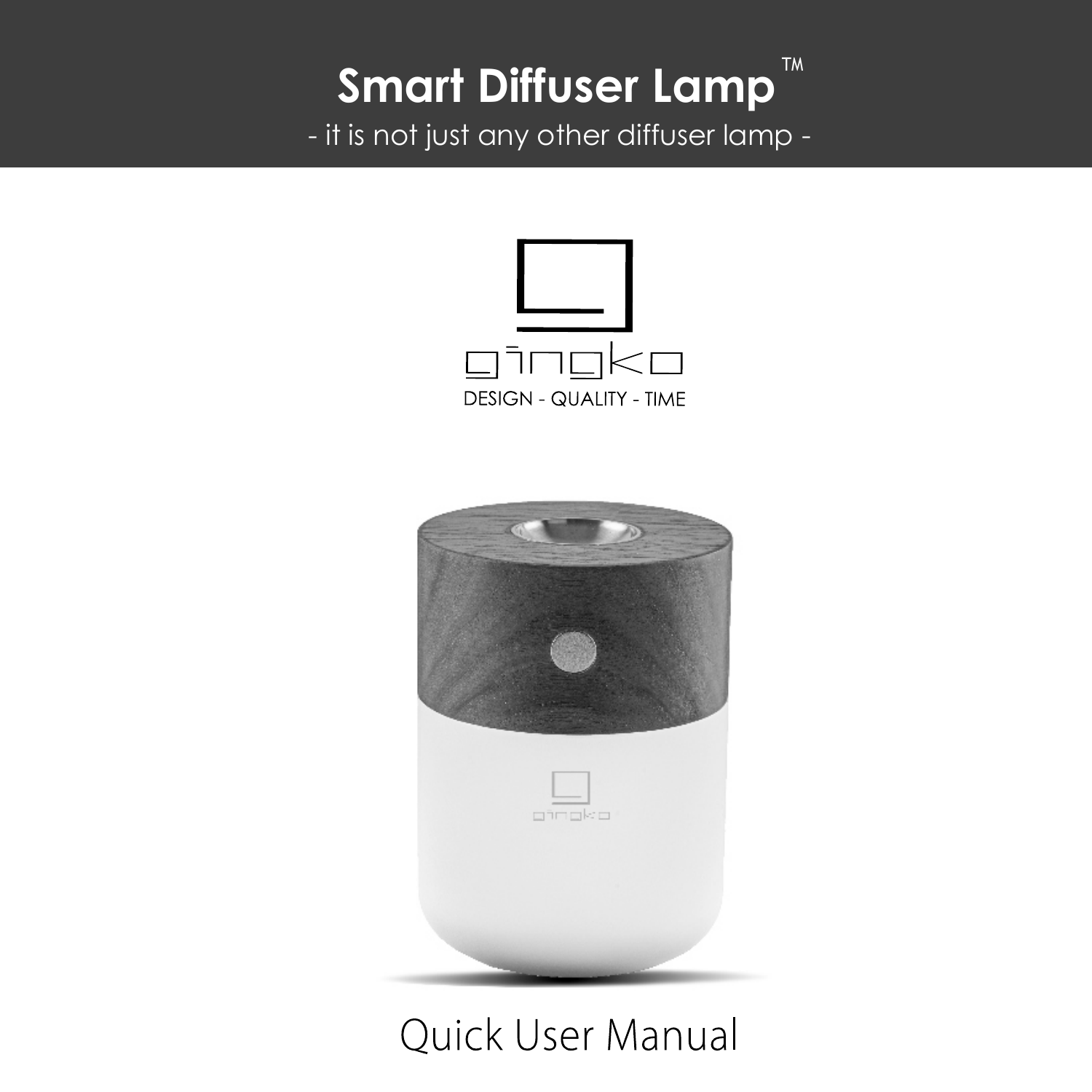# Smart Diffuser Lamp™

- it is not just any other diffuser lamp -

gingko

DESIGN - QUALITY - TIME

Quick User Manual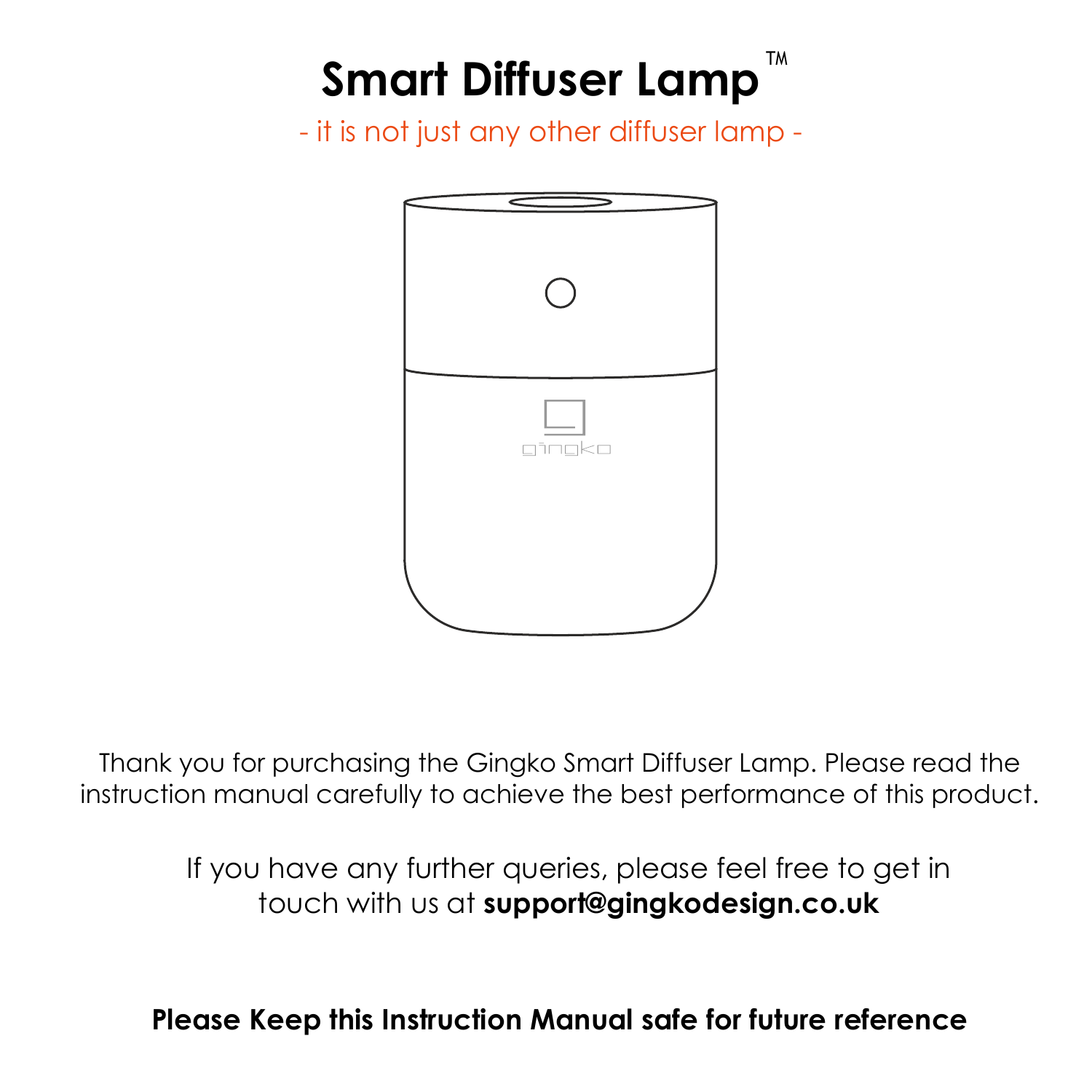# Smart Diffuser Lamp™

- it is not just any other diffuser lamp -

Thank you for purchasing the Gingko Smart Diffuser Lamp. Please read the instruction manual carefully to achieve the best performance of this product.

If you have any further queries, please feel free to get in touch with us at **support@gingkodesign.co.uk**

**Please Keep this Instruction Manual safe for future reference**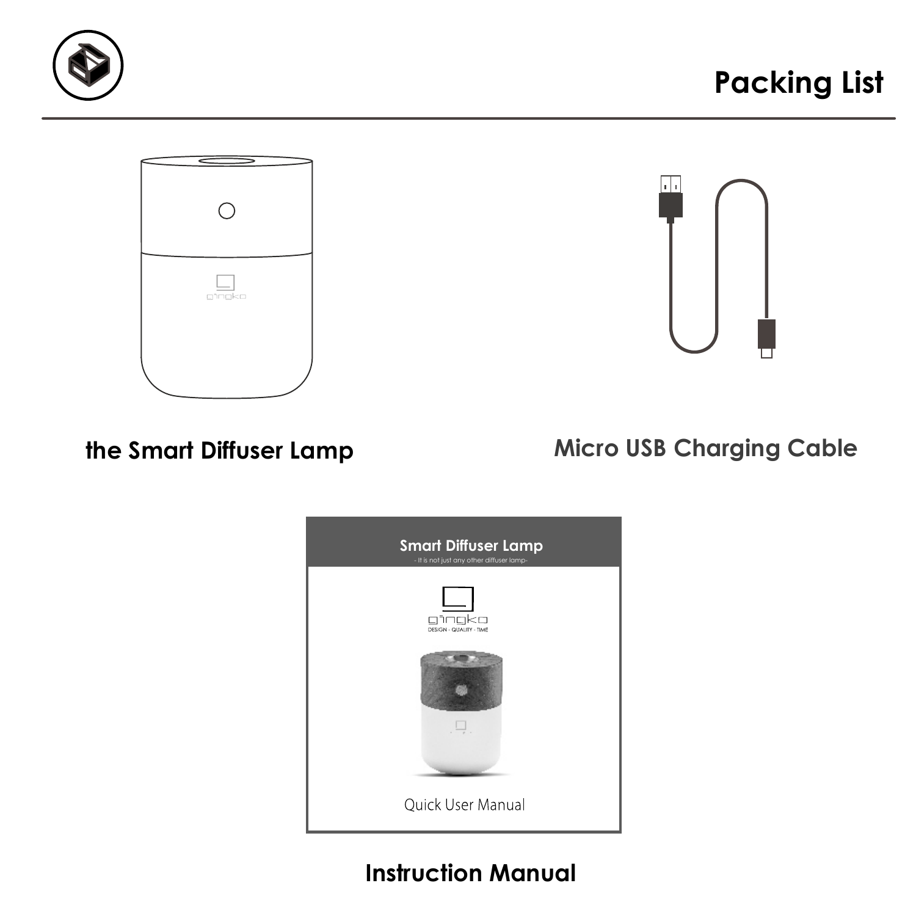# Packing List

**the Smart Diffuser Lamp**

**Micro USB Charging Cable**

Smart Diffuser Lamp

- It is not just any other diffuser lamp-

gingko

DESIGN - QUALITY - TIME

Quick User Manual

**Instruction Manual**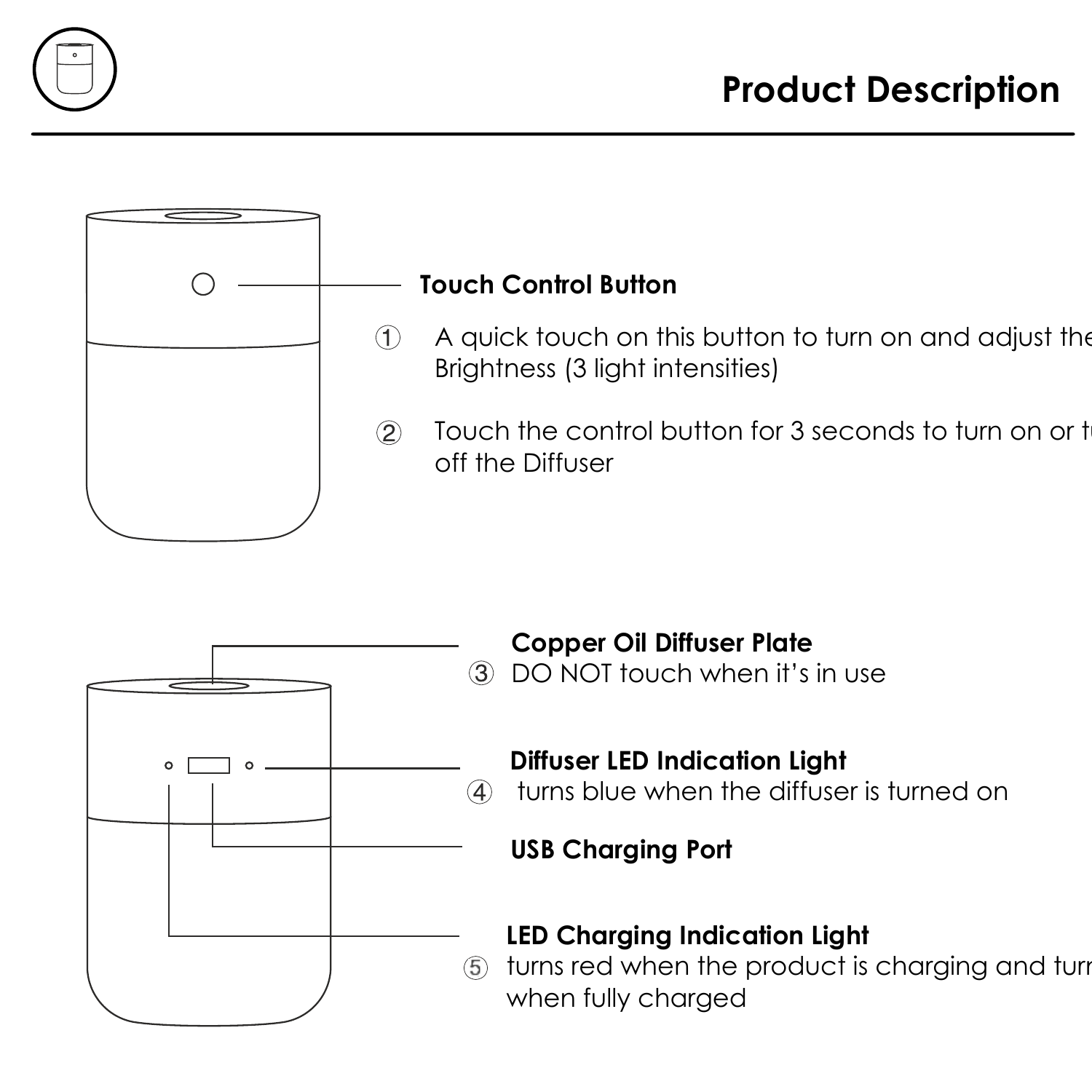# Product Description

**Touch Control Button**

① A quick touch on this button to turn on and adjust the Brightness (3 light intensities)

② Touch the control button for 3 seconds to turn on or t off the Diffuser

**Copper Oil Diffuser Plate**

③ DO NOT touch when it's in use

**Diffuser LED Indication Light**

④ turns blue when the diffuser is turned on

**USB Charging Port**

**LED Charging Indication Light**

⑤ turns red when the product is charging and turn when fully charged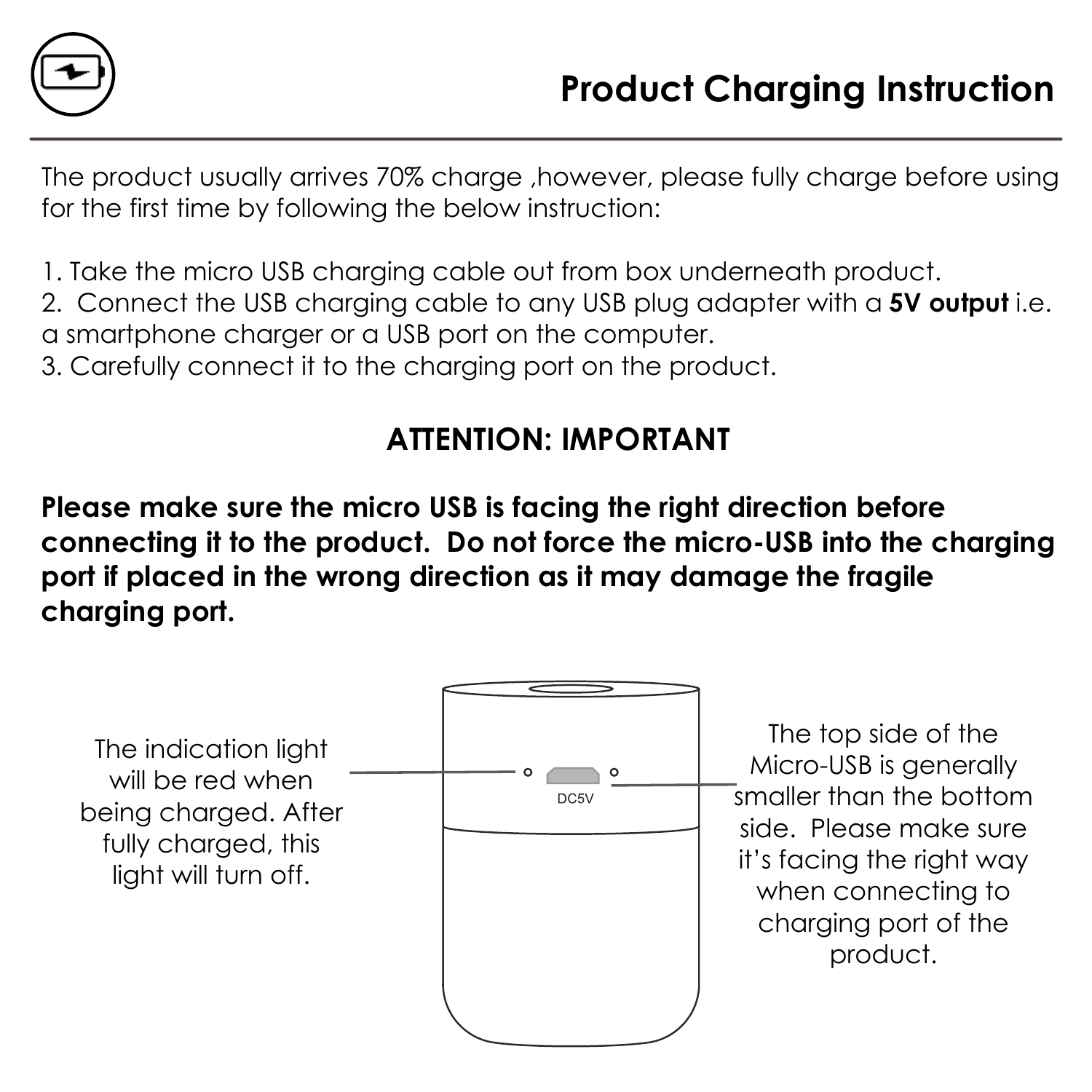# Product Charging Instruction

The product usually arrives 70% charge ,however, please fully charge before using for the first time by following the below instruction:

1. Take the micro USB charging cable out from box underneath product.
2. Connect the USB charging cable to any USB plug adapter with a **5V output** i.e. a smartphone charger or a USB port on the computer.
3. Carefully connect it to the charging port on the product.

## ATTENTION: IMPORTANT

**Please make sure the micro USB is facing the right direction before connecting it to the product. Do not force the micro-USB into the charging port if placed in the wrong direction as it may damage the fragile charging port.**

The indication light will be red when being charged. After fully charged, this light will turn off.

DC5V

The top side of the Micro-USB is generally smaller than the bottom side. Please make sure it's facing the right way when connecting to charging port of the product.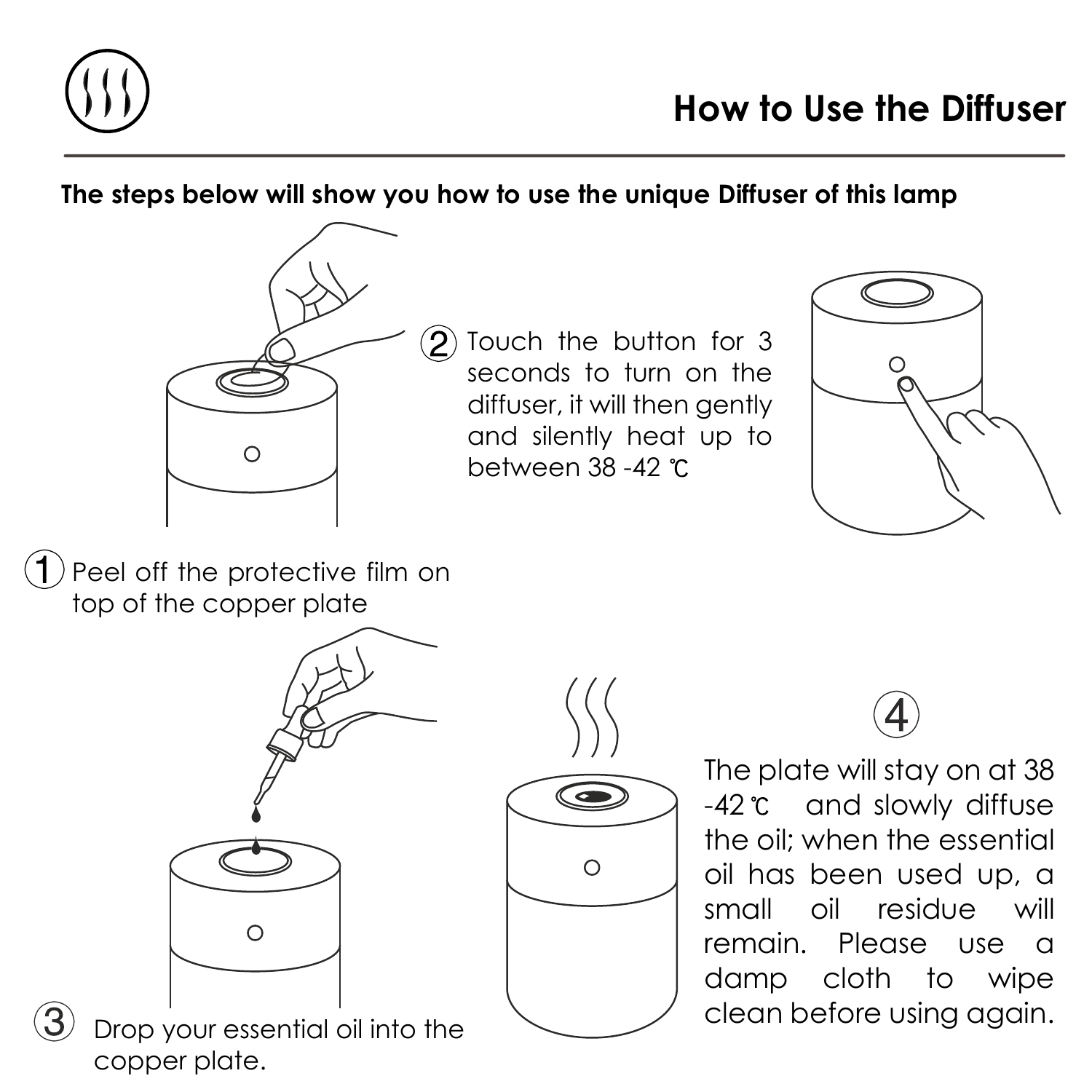# How to Use the Diffuser

**The steps below will show you how to use the unique Diffuser of this lamp**

① Peel off the protective film on top of the copper plate

② Touch the button for 3 seconds to turn on the diffuser, it will then gently and silently heat up to between 38 -42 ℃

③ Drop your essential oil into the copper plate.

④ The plate will stay on at 38 -42 ℃ and slowly diffuse the oil; when the essential oil has been used up, a small oil residue will remain. Please use a damp cloth to wipe clean before using again.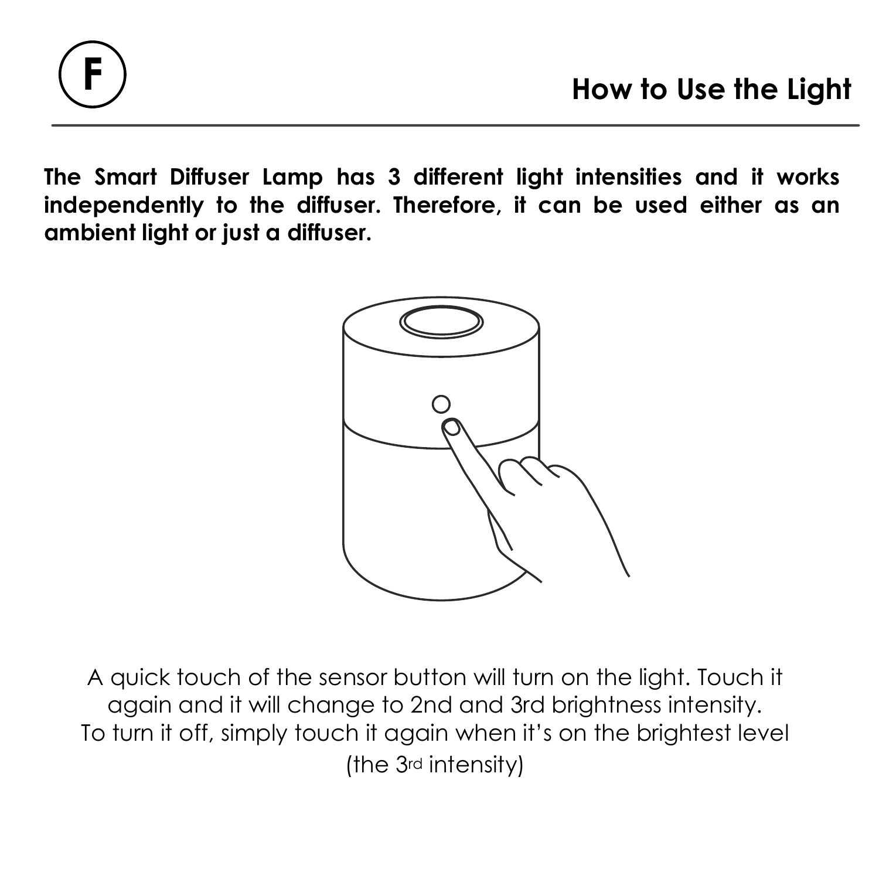# F

## How to Use the Light

**The Smart Diffuser Lamp has 3 different light intensities and it works independently to the diffuser. Therefore, it can be used either as an ambient light or just a diffuser.**

A quick touch of the sensor button will turn on the light. Touch it again and it will change to 2nd and 3rd brightness intensity.
To turn it off, simply touch it again when it's on the brightest level (the 3rd intensity)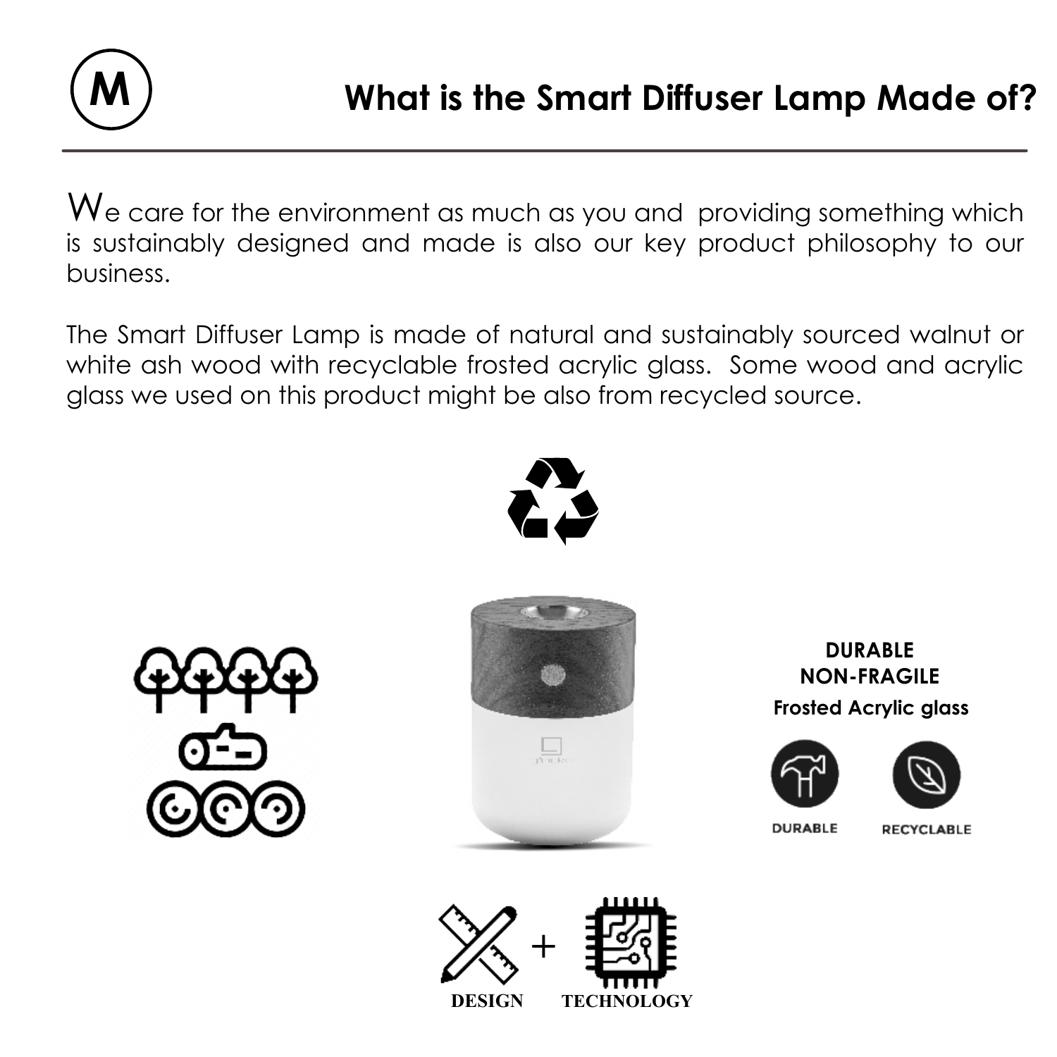# What is the Smart Diffuser Lamp Made of?

We care for the environment as much as you and providing something which is sustainably designed and made is also our key product philosophy to our business.

The Smart Diffuser Lamp is made of natural and sustainably sourced walnut or white ash wood with recyclable frosted acrylic glass. Some wood and acrylic glass we used on this product might be also from recycled source.

**DURABLE**
**NON-FRAGILE**
**Frosted Acrylic glass**

DURABLE

RECYCLABLE

DESIGN + TECHNOLOGY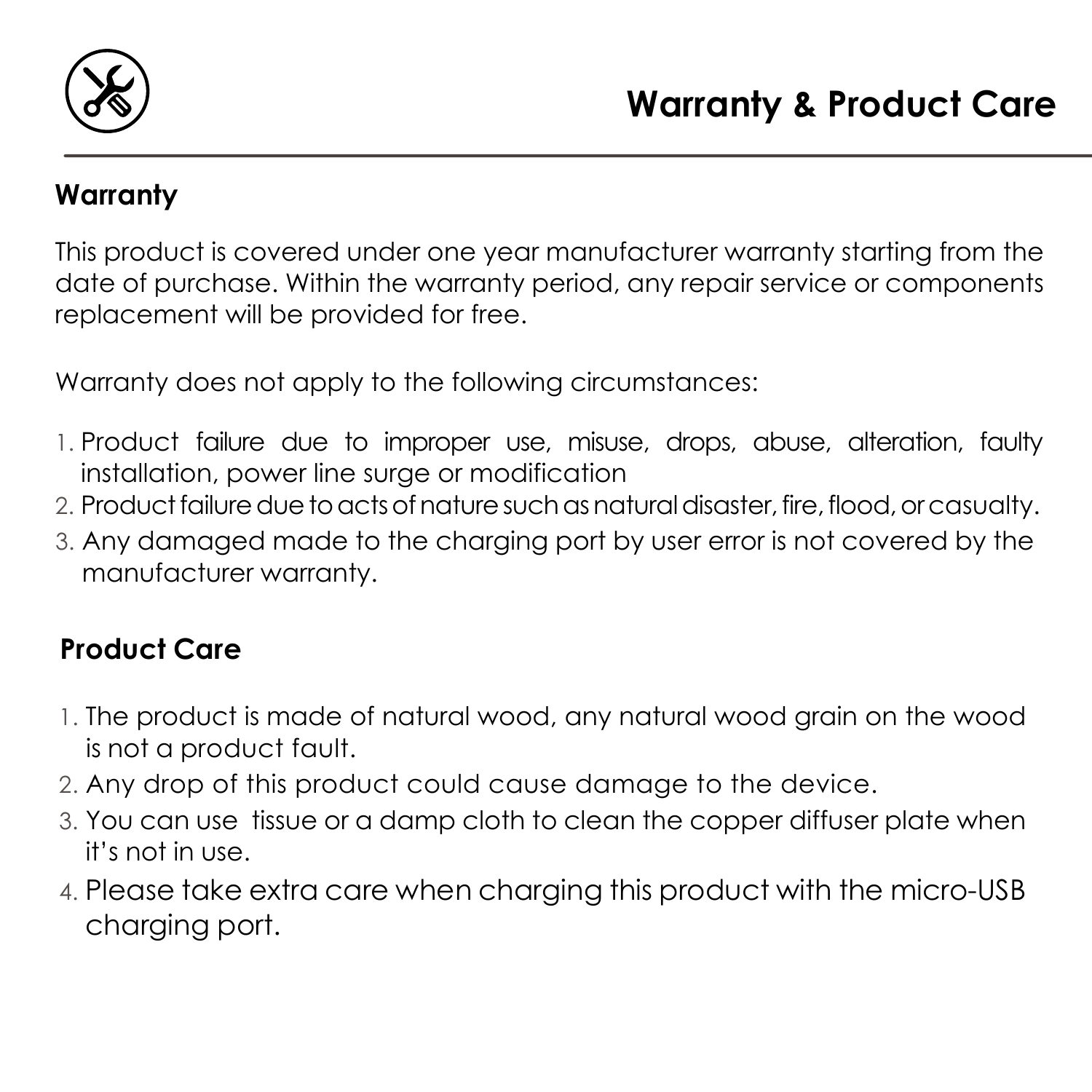# Warranty & Product Care

## Warranty

This product is covered under one year manufacturer warranty starting from the date of purchase. Within the warranty period, any repair service or components replacement will be provided for free.

Warranty does not apply to the following circumstances:

1. Product failure due to improper use, misuse, drops, abuse, alteration, faulty installation, power line surge or modification
2. Product failure due to acts of nature such as natural disaster, fire, flood, or casualty.
3. Any damaged made to the charging port by user error is not covered by the manufacturer warranty.

## Product Care

1. The product is made of natural wood, any natural wood grain on the wood is not a product fault.
2. Any drop of this product could cause damage to the device.
3. You can use tissue or a damp cloth to clean the copper diffuser plate when it's not in use.
4. Please take extra care when charging this product with the micro-USB charging port.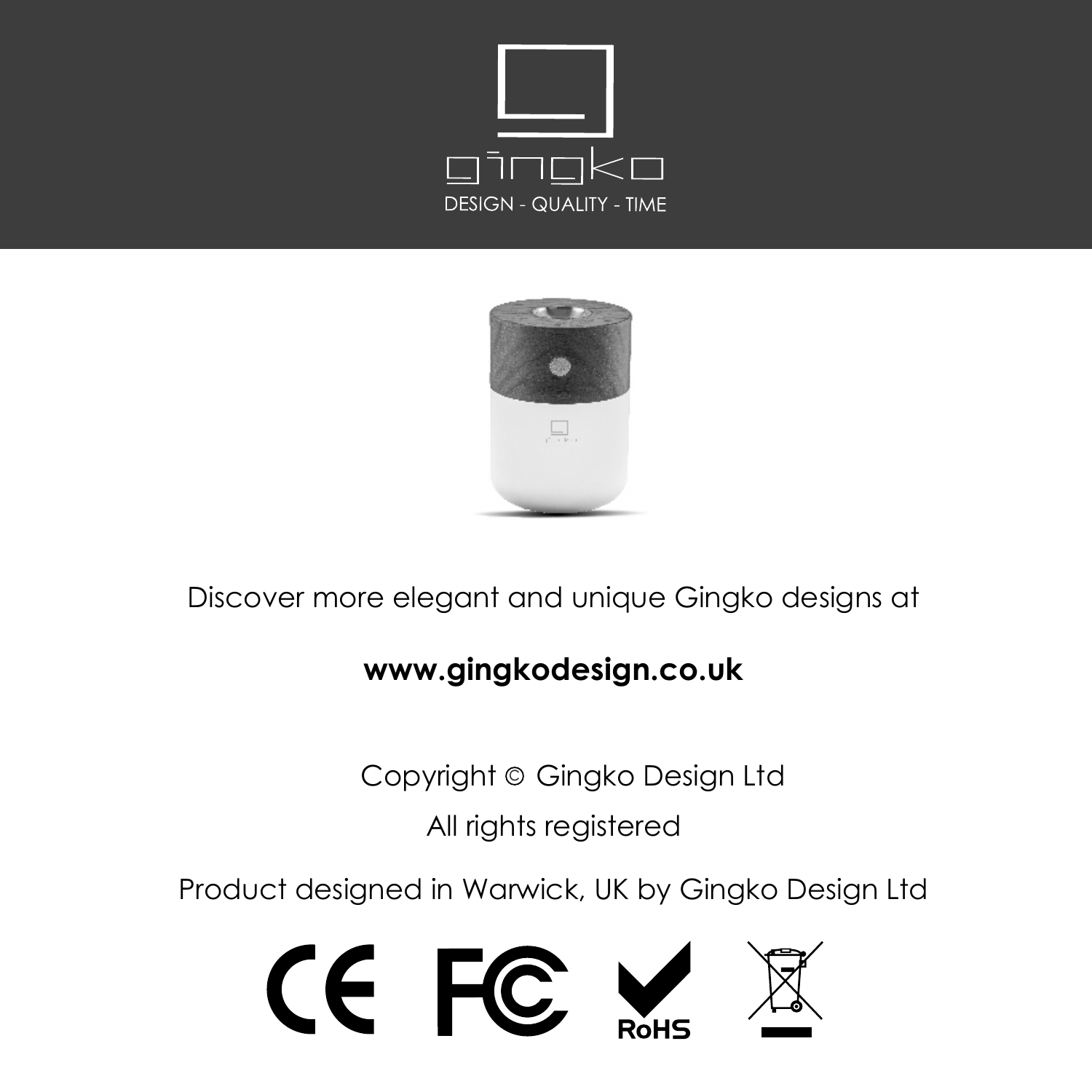gingko

DESIGN - QUALITY - TIME

Discover more elegant and unique Gingko designs at

**www.gingkodesign.co.uk**

Copyright © Gingko Design Ltd

All rights registered

Product designed in Warwick, UK by Gingko Design Ltd

RoHS